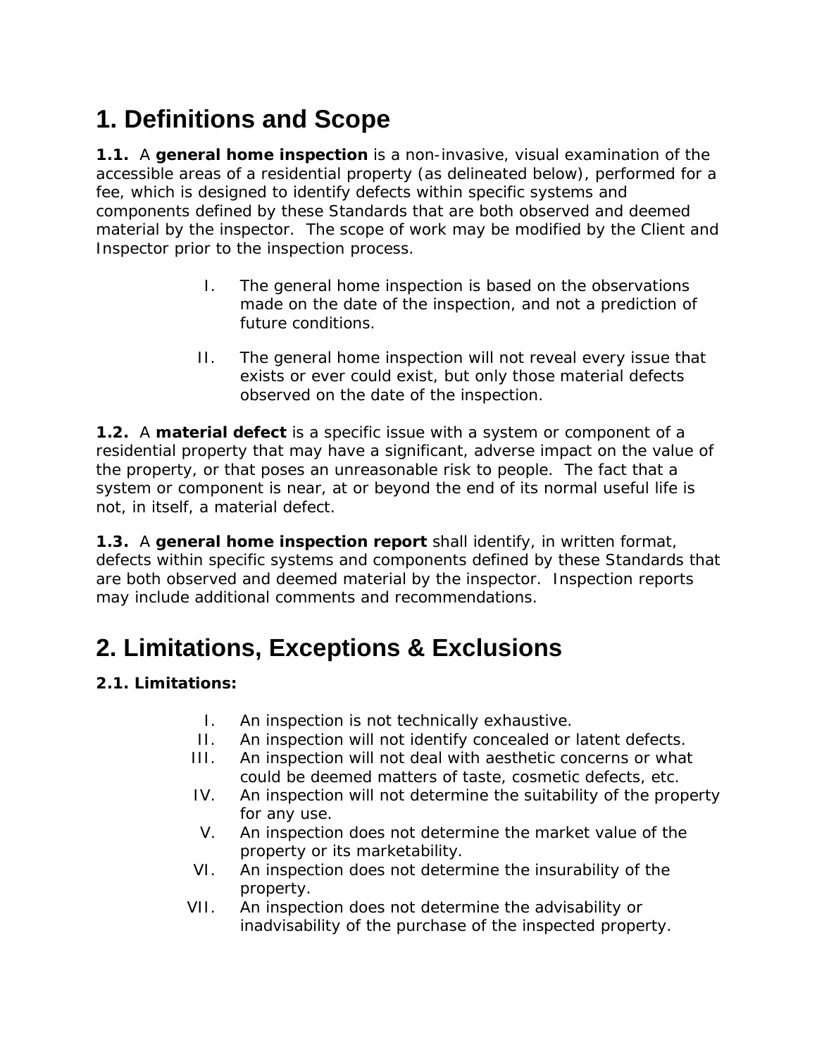# 1. Definitions and Scope

**1.1.** A **general home inspection** is a non-invasive, visual examination of the accessible areas of a residential property (as delineated below), performed for a fee, which is designed to identify defects within specific systems and components defined by these Standards that are both observed and deemed material by the inspector. The scope of work may be modified by the Client and Inspector prior to the inspection process.

I. The general home inspection is based on the observations made on the date of the inspection, and not a prediction of future conditions.

II. The general home inspection will not reveal every issue that exists or ever could exist, but only those material defects observed on the date of the inspection.

**1.2.** A **material defect** is a specific issue with a system or component of a residential property that may have a significant, adverse impact on the value of the property, or that poses an unreasonable risk to people. The fact that a system or component is near, at or beyond the end of its normal useful life is not, in itself, a material defect.

**1.3.** A **general home inspection report** shall identify, in written format, defects within specific systems and components defined by these Standards that are both observed and deemed material by the inspector. Inspection reports may include additional comments and recommendations.

# 2. Limitations, Exceptions & Exclusions

**2.1. Limitations:**

I. An inspection is not technically exhaustive.
II. An inspection will not identify concealed or latent defects.
III. An inspection will not deal with aesthetic concerns or what could be deemed matters of taste, cosmetic defects, etc.
IV. An inspection will not determine the suitability of the property for any use.
V. An inspection does not determine the market value of the property or its marketability.
VI. An inspection does not determine the insurability of the property.
VII. An inspection does not determine the advisability or inadvisability of the purchase of the inspected property.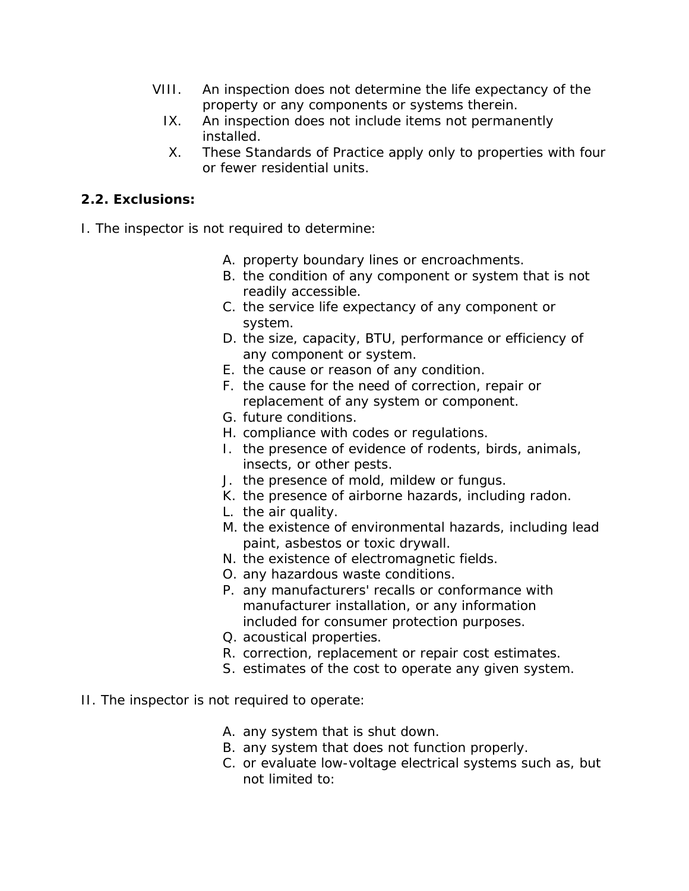VIII. An inspection does not determine the life expectancy of the property or any components or systems therein.

IX. An inspection does not include items not permanently installed.

X. These Standards of Practice apply only to properties with four or fewer residential units.

**2.2. Exclusions:**

I. The inspector is not required to determine:

A. property boundary lines or encroachments.
B. the condition of any component or system that is not readily accessible.
C. the service life expectancy of any component or system.
D. the size, capacity, BTU, performance or efficiency of any component or system.
E. the cause or reason of any condition.
F. the cause for the need of correction, repair or replacement of any system or component.
G. future conditions.
H. compliance with codes or regulations.
I. the presence of evidence of rodents, birds, animals, insects, or other pests.
J. the presence of mold, mildew or fungus.
K. the presence of airborne hazards, including radon.
L. the air quality.
M. the existence of environmental hazards, including lead paint, asbestos or toxic drywall.
N. the existence of electromagnetic fields.
O. any hazardous waste conditions.
P. any manufacturers' recalls or conformance with manufacturer installation, or any information included for consumer protection purposes.
Q. acoustical properties.
R. correction, replacement or repair cost estimates.
S. estimates of the cost to operate any given system.

II. The inspector is not required to operate:

A. any system that is shut down.
B. any system that does not function properly.
C. or evaluate low-voltage electrical systems such as, but not limited to: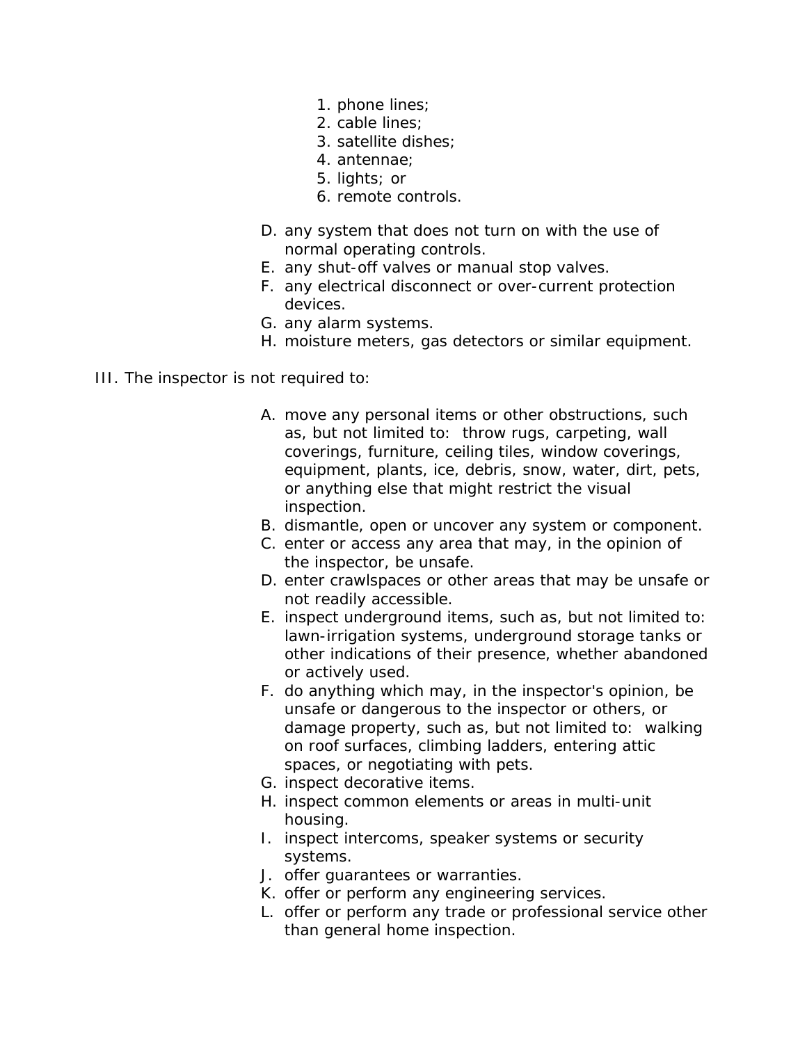1. phone lines;
2. cable lines;
3. satellite dishes;
4. antennae;
5. lights; or
6. remote controls.

D. any system that does not turn on with the use of normal operating controls.
E. any shut-off valves or manual stop valves.
F. any electrical disconnect or over-current protection devices.
G. any alarm systems.
H. moisture meters, gas detectors or similar equipment.

III. The inspector is not required to:

A. move any personal items or other obstructions, such as, but not limited to: throw rugs, carpeting, wall coverings, furniture, ceiling tiles, window coverings, equipment, plants, ice, debris, snow, water, dirt, pets, or anything else that might restrict the visual inspection.
B. dismantle, open or uncover any system or component.
C. enter or access any area that may, in the opinion of the inspector, be unsafe.
D. enter crawlspaces or other areas that may be unsafe or not readily accessible.
E. inspect underground items, such as, but not limited to: lawn-irrigation systems, underground storage tanks or other indications of their presence, whether abandoned or actively used.
F. do anything which may, in the inspector's opinion, be unsafe or dangerous to the inspector or others, or damage property, such as, but not limited to: walking on roof surfaces, climbing ladders, entering attic spaces, or negotiating with pets.
G. inspect decorative items.
H. inspect common elements or areas in multi-unit housing.
I. inspect intercoms, speaker systems or security systems.
J. offer guarantees or warranties.
K. offer or perform any engineering services.
L. offer or perform any trade or professional service other than general home inspection.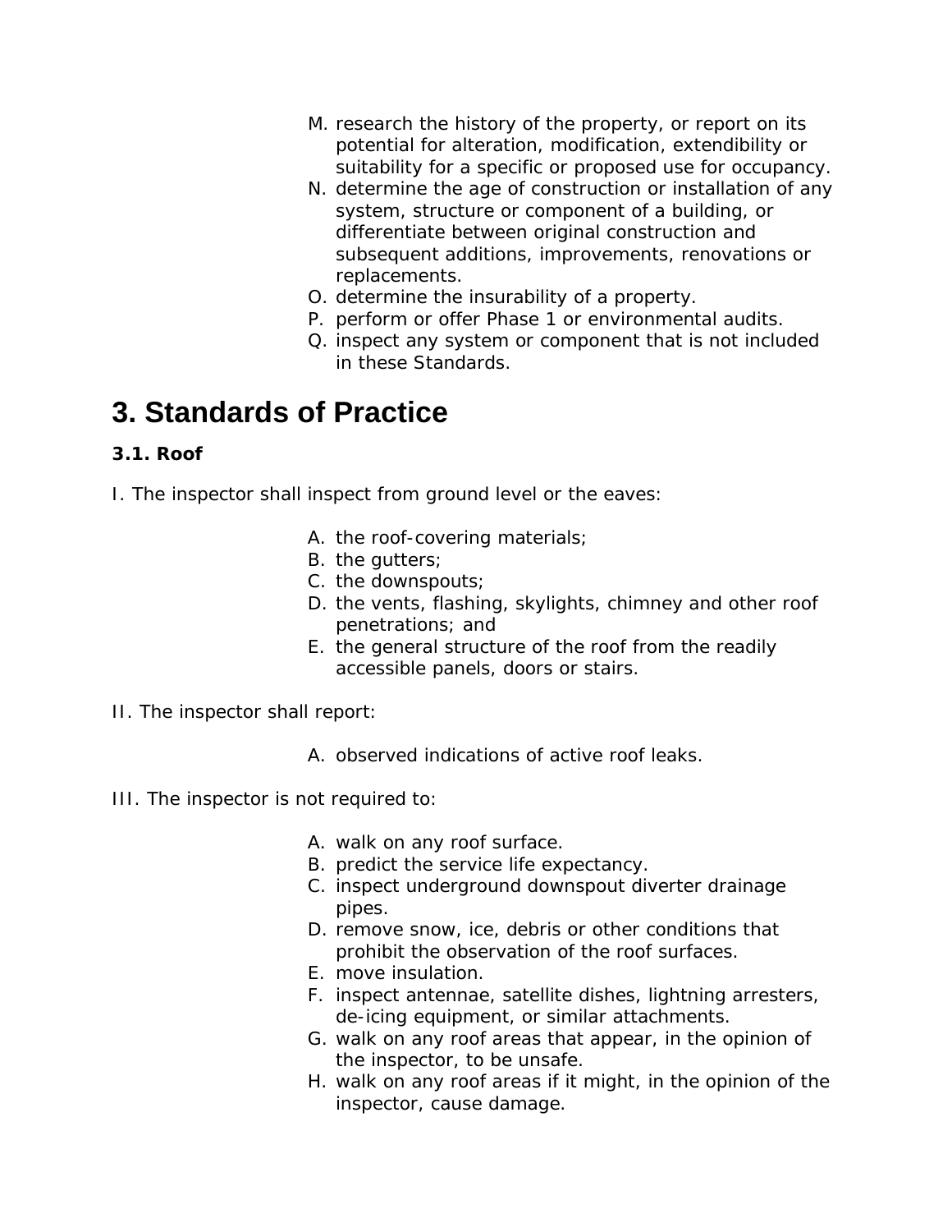M. research the history of the property, or report on its potential for alteration, modification, extendibility or suitability for a specific or proposed use for occupancy.
N. determine the age of construction or installation of any system, structure or component of a building, or differentiate between original construction and subsequent additions, improvements, renovations or replacements.
O. determine the insurability of a property.
P. perform or offer Phase 1 or environmental audits.
Q. inspect any system or component that is not included in these Standards.

# 3. Standards of Practice

### 3.1. Roof

I. The inspector shall inspect from ground level or the eaves:

A. the roof-covering materials;
B. the gutters;
C. the downspouts;
D. the vents, flashing, skylights, chimney and other roof penetrations; and
E. the general structure of the roof from the readily accessible panels, doors or stairs.

II. The inspector shall report:

A. observed indications of active roof leaks.

III. The inspector is not required to:

A. walk on any roof surface.
B. predict the service life expectancy.
C. inspect underground downspout diverter drainage pipes.
D. remove snow, ice, debris or other conditions that prohibit the observation of the roof surfaces.
E. move insulation.
F. inspect antennae, satellite dishes, lightning arresters, de-icing equipment, or similar attachments.
G. walk on any roof areas that appear, in the opinion of the inspector, to be unsafe.
H. walk on any roof areas if it might, in the opinion of the inspector, cause damage.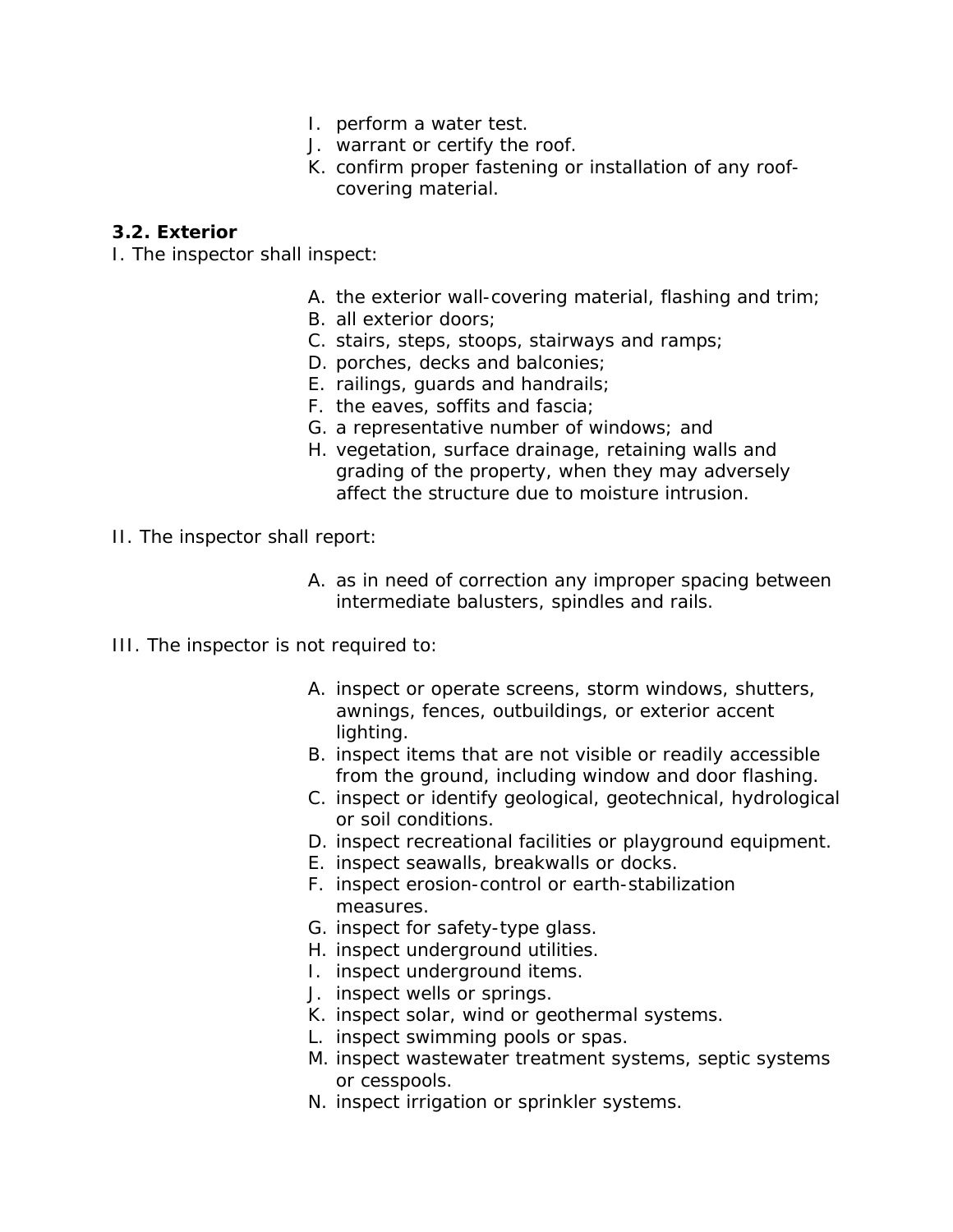I. perform a water test.
J. warrant or certify the roof.
K. confirm proper fastening or installation of any roof-covering material.

**3.2. Exterior**

I. The inspector shall inspect:

A. the exterior wall-covering material, flashing and trim;
B. all exterior doors;
C. stairs, steps, stoops, stairways and ramps;
D. porches, decks and balconies;
E. railings, guards and handrails;
F. the eaves, soffits and fascia;
G. a representative number of windows; and
H. vegetation, surface drainage, retaining walls and grading of the property, when they may adversely affect the structure due to moisture intrusion.

II. The inspector shall report:

A. as in need of correction any improper spacing between intermediate balusters, spindles and rails.

III. The inspector is not required to:

A. inspect or operate screens, storm windows, shutters, awnings, fences, outbuildings, or exterior accent lighting.
B. inspect items that are not visible or readily accessible from the ground, including window and door flashing.
C. inspect or identify geological, geotechnical, hydrological or soil conditions.
D. inspect recreational facilities or playground equipment.
E. inspect seawalls, breakwalls or docks.
F. inspect erosion-control or earth-stabilization measures.
G. inspect for safety-type glass.
H. inspect underground utilities.
I. inspect underground items.
J. inspect wells or springs.
K. inspect solar, wind or geothermal systems.
L. inspect swimming pools or spas.
M. inspect wastewater treatment systems, septic systems or cesspools.
N. inspect irrigation or sprinkler systems.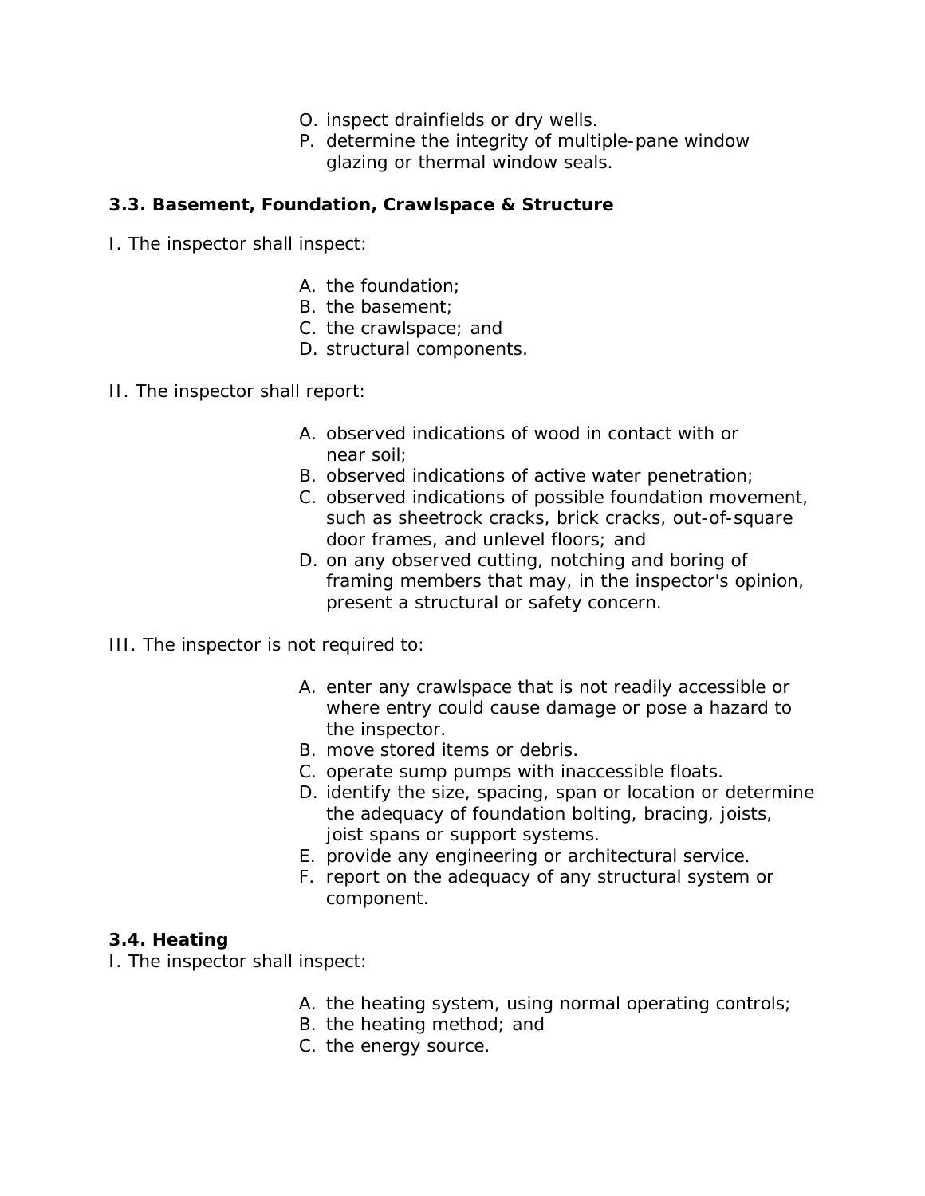O. inspect drainfields or dry wells.
P. determine the integrity of multiple-pane window glazing or thermal window seals.

### 3.3. Basement, Foundation, Crawlspace & Structure

I. The inspector shall inspect:

A. the foundation;
B. the basement;
C. the crawlspace; and
D. structural components.

II. The inspector shall report:

A. observed indications of wood in contact with or near soil;
B. observed indications of active water penetration;
C. observed indications of possible foundation movement, such as sheetrock cracks, brick cracks, out-of-square door frames, and unlevel floors; and
D. on any observed cutting, notching and boring of framing members that may, in the inspector's opinion, present a structural or safety concern.

III. The inspector is not required to:

A. enter any crawlspace that is not readily accessible or where entry could cause damage or pose a hazard to the inspector.
B. move stored items or debris.
C. operate sump pumps with inaccessible floats.
D. identify the size, spacing, span or location or determine the adequacy of foundation bolting, bracing, joists, joist spans or support systems.
E. provide any engineering or architectural service.
F. report on the adequacy of any structural system or component.

### 3.4. Heating

I. The inspector shall inspect:

A. the heating system, using normal operating controls;
B. the heating method; and
C. the energy source.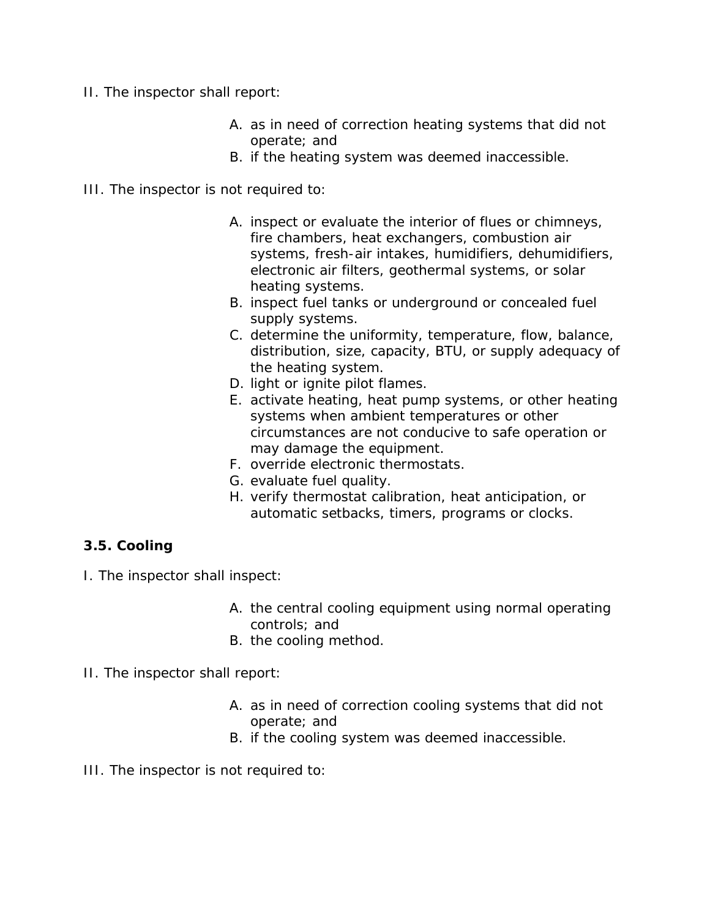II. The inspector shall report:

A. as in need of correction heating systems that did not operate; and
B. if the heating system was deemed inaccessible.

III. The inspector is not required to:

A. inspect or evaluate the interior of flues or chimneys, fire chambers, heat exchangers, combustion air systems, fresh-air intakes, humidifiers, dehumidifiers, electronic air filters, geothermal systems, or solar heating systems.
B. inspect fuel tanks or underground or concealed fuel supply systems.
C. determine the uniformity, temperature, flow, balance, distribution, size, capacity, BTU, or supply adequacy of the heating system.
D. light or ignite pilot flames.
E. activate heating, heat pump systems, or other heating systems when ambient temperatures or other circumstances are not conducive to safe operation or may damage the equipment.
F. override electronic thermostats.
G. evaluate fuel quality.
H. verify thermostat calibration, heat anticipation, or automatic setbacks, timers, programs or clocks.

**3.5. Cooling**

I. The inspector shall inspect:

A. the central cooling equipment using normal operating controls; and
B. the cooling method.

II. The inspector shall report:

A. as in need of correction cooling systems that did not operate; and
B. if the cooling system was deemed inaccessible.

III. The inspector is not required to: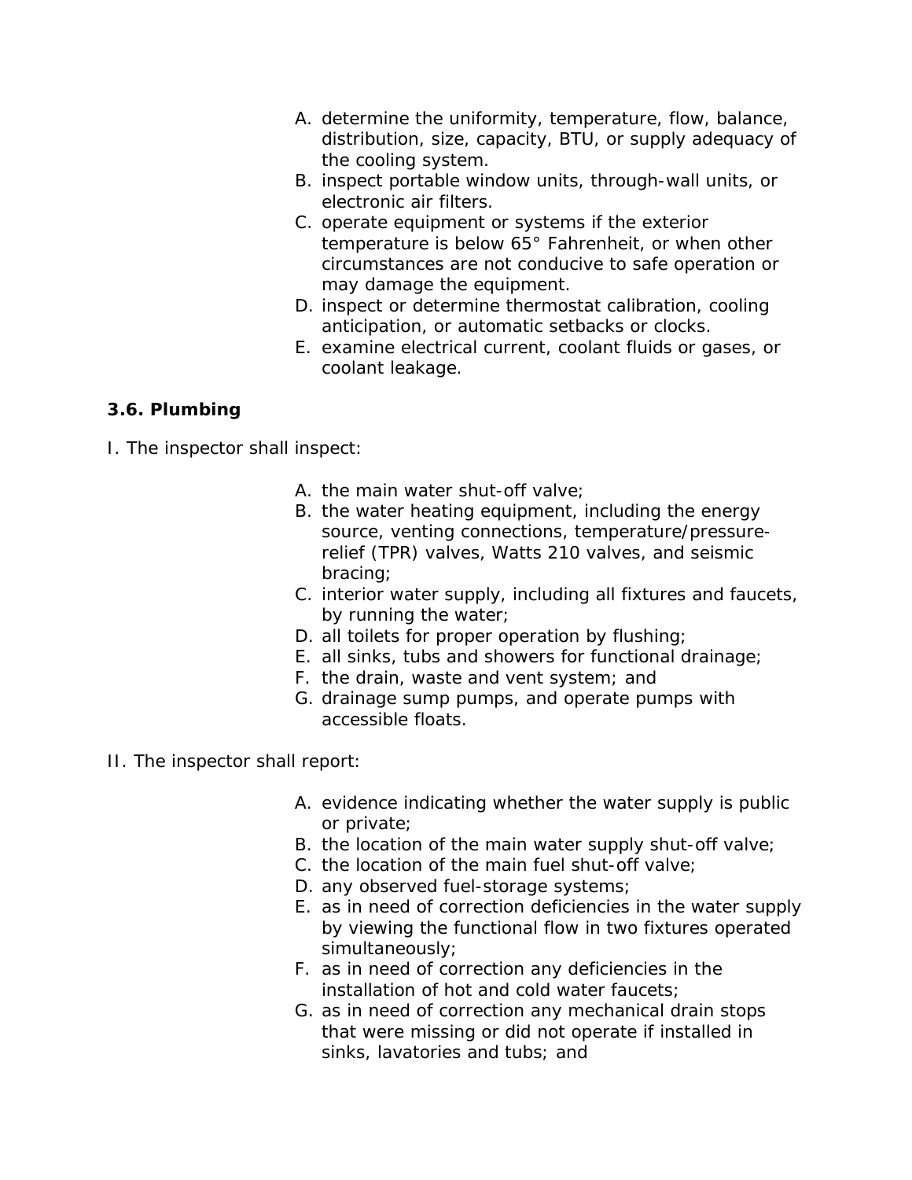A. determine the uniformity, temperature, flow, balance, distribution, size, capacity, BTU, or supply adequacy of the cooling system.
B. inspect portable window units, through-wall units, or electronic air filters.
C. operate equipment or systems if the exterior temperature is below 65° Fahrenheit, or when other circumstances are not conducive to safe operation or may damage the equipment.
D. inspect or determine thermostat calibration, cooling anticipation, or automatic setbacks or clocks.
E. examine electrical current, coolant fluids or gases, or coolant leakage.

### 3.6. Plumbing

I. The inspector shall inspect:

A. the main water shut-off valve;
B. the water heating equipment, including the energy source, venting connections, temperature/pressure-relief (TPR) valves, Watts 210 valves, and seismic bracing;
C. interior water supply, including all fixtures and faucets, by running the water;
D. all toilets for proper operation by flushing;
E. all sinks, tubs and showers for functional drainage;
F. the drain, waste and vent system; and
G. drainage sump pumps, and operate pumps with accessible floats.

II. The inspector shall report:

A. evidence indicating whether the water supply is public or private;
B. the location of the main water supply shut-off valve;
C. the location of the main fuel shut-off valve;
D. any observed fuel-storage systems;
E. as in need of correction deficiencies in the water supply by viewing the functional flow in two fixtures operated simultaneously;
F. as in need of correction any deficiencies in the installation of hot and cold water faucets;
G. as in need of correction any mechanical drain stops that were missing or did not operate if installed in sinks, lavatories and tubs; and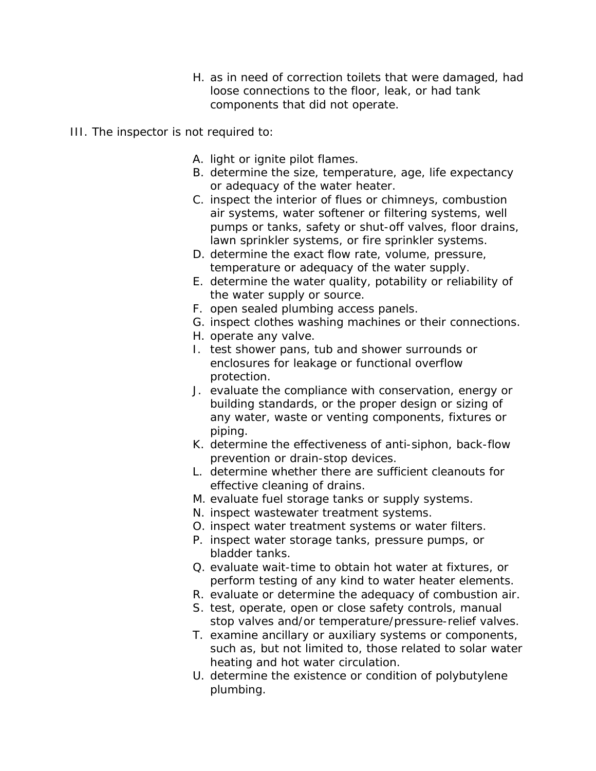H. as in need of correction toilets that were damaged, had loose connections to the floor, leak, or had tank components that did not operate.

III. The inspector is not required to:

A. light or ignite pilot flames.
B. determine the size, temperature, age, life expectancy or adequacy of the water heater.
C. inspect the interior of flues or chimneys, combustion air systems, water softener or filtering systems, well pumps or tanks, safety or shut-off valves, floor drains, lawn sprinkler systems, or fire sprinkler systems.
D. determine the exact flow rate, volume, pressure, temperature or adequacy of the water supply.
E. determine the water quality, potability or reliability of the water supply or source.
F. open sealed plumbing access panels.
G. inspect clothes washing machines or their connections.
H. operate any valve.
I. test shower pans, tub and shower surrounds or enclosures for leakage or functional overflow protection.
J. evaluate the compliance with conservation, energy or building standards, or the proper design or sizing of any water, waste or venting components, fixtures or piping.
K. determine the effectiveness of anti-siphon, back-flow prevention or drain-stop devices.
L. determine whether there are sufficient cleanouts for effective cleaning of drains.
M. evaluate fuel storage tanks or supply systems.
N. inspect wastewater treatment systems.
O. inspect water treatment systems or water filters.
P. inspect water storage tanks, pressure pumps, or bladder tanks.
Q. evaluate wait-time to obtain hot water at fixtures, or perform testing of any kind to water heater elements.
R. evaluate or determine the adequacy of combustion air.
S. test, operate, open or close safety controls, manual stop valves and/or temperature/pressure-relief valves.
T. examine ancillary or auxiliary systems or components, such as, but not limited to, those related to solar water heating and hot water circulation.
U. determine the existence or condition of polybutylene plumbing.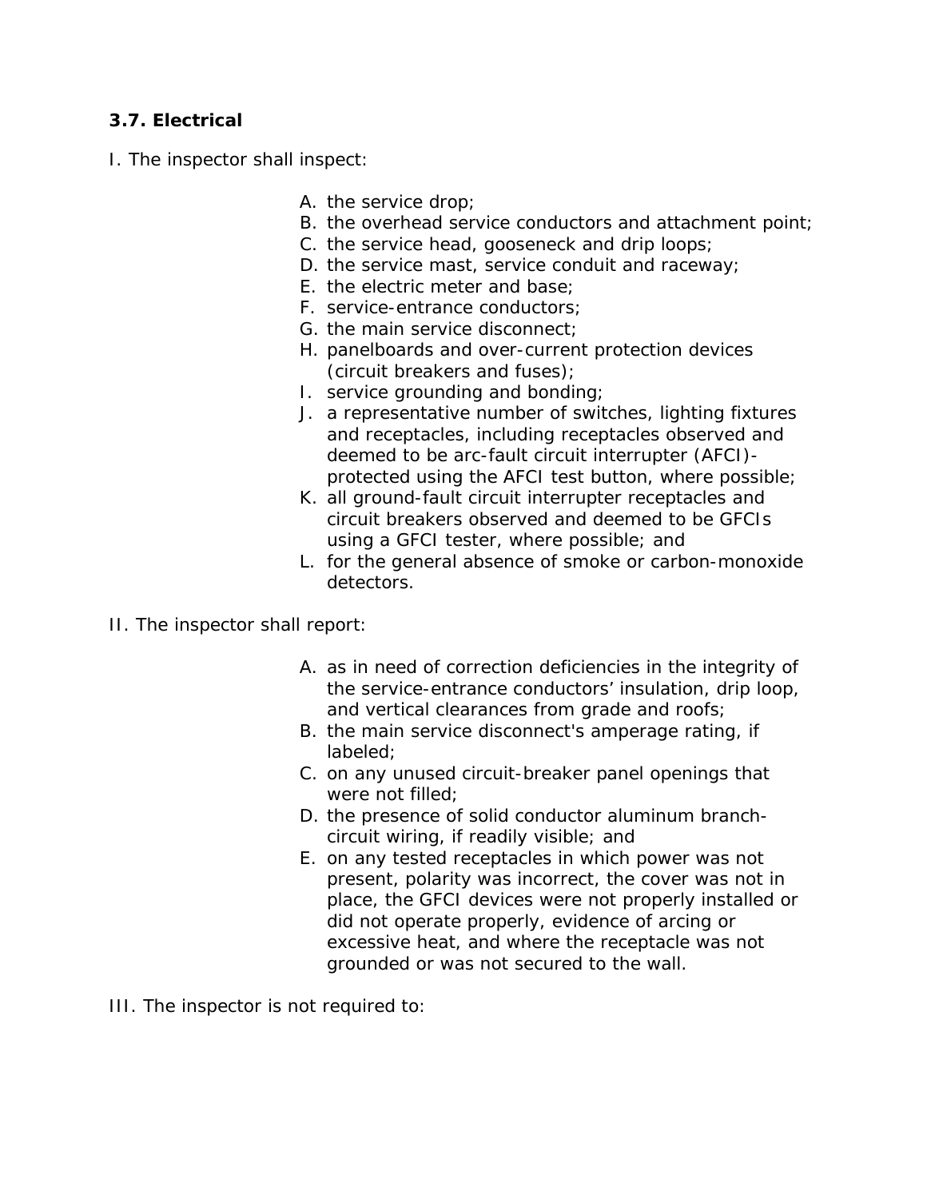### 3.7. Electrical

I. The inspector shall inspect:

A. the service drop;
B. the overhead service conductors and attachment point;
C. the service head, gooseneck and drip loops;
D. the service mast, service conduit and raceway;
E. the electric meter and base;
F. service-entrance conductors;
G. the main service disconnect;
H. panelboards and over-current protection devices (circuit breakers and fuses);
I. service grounding and bonding;
J. a representative number of switches, lighting fixtures and receptacles, including receptacles observed and deemed to be arc-fault circuit interrupter (AFCI)-protected using the AFCI test button, where possible;
K. all ground-fault circuit interrupter receptacles and circuit breakers observed and deemed to be GFCIs using a GFCI tester, where possible; and
L. for the general absence of smoke or carbon-monoxide detectors.

II. The inspector shall report:

A. as in need of correction deficiencies in the integrity of the service-entrance conductors' insulation, drip loop, and vertical clearances from grade and roofs;
B. the main service disconnect's amperage rating, if labeled;
C. on any unused circuit-breaker panel openings that were not filled;
D. the presence of solid conductor aluminum branch-circuit wiring, if readily visible; and
E. on any tested receptacles in which power was not present, polarity was incorrect, the cover was not in place, the GFCI devices were not properly installed or did not operate properly, evidence of arcing or excessive heat, and where the receptacle was not grounded or was not secured to the wall.

III. The inspector is not required to: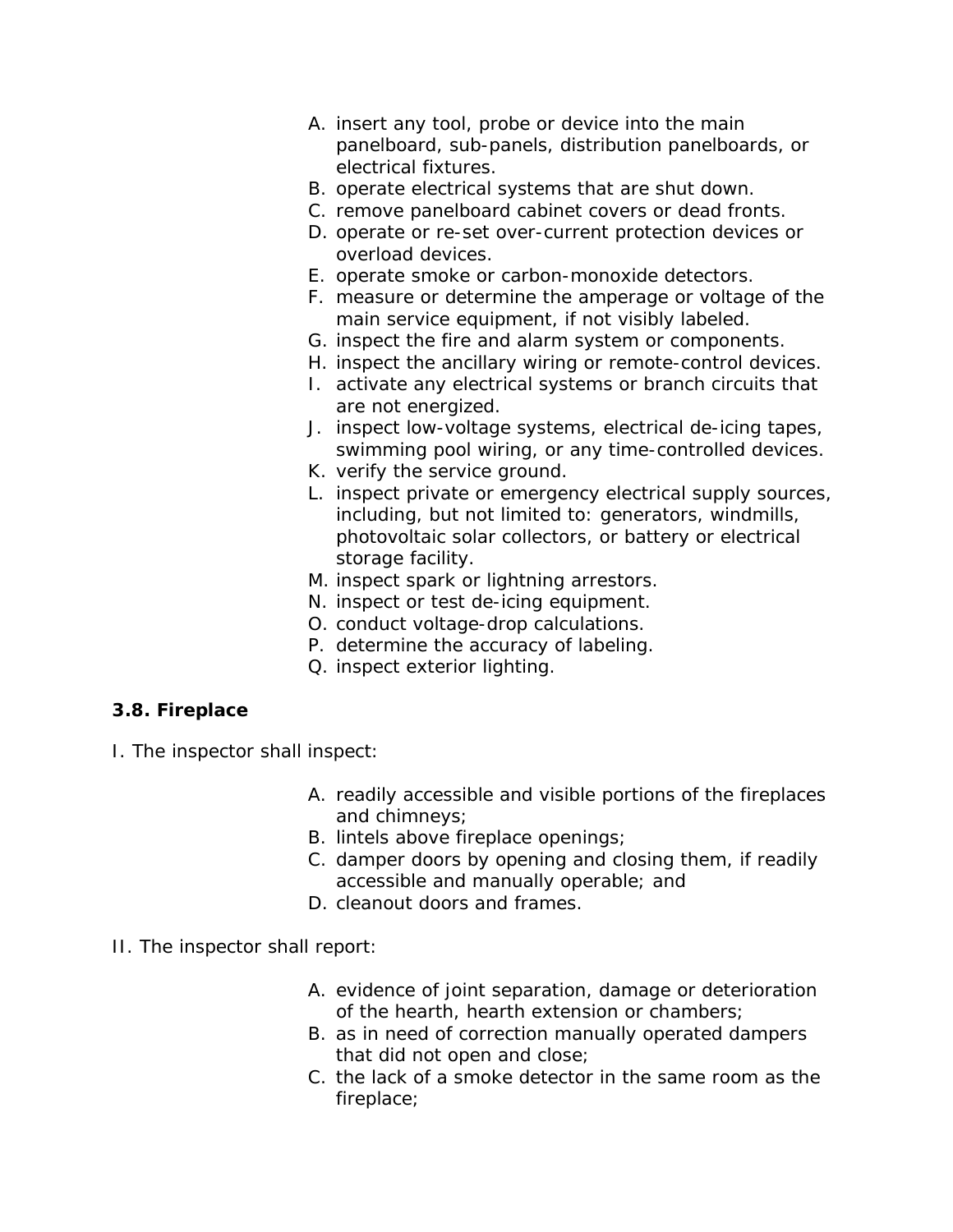A. insert any tool, probe or device into the main panelboard, sub-panels, distribution panelboards, or electrical fixtures.
B. operate electrical systems that are shut down.
C. remove panelboard cabinet covers or dead fronts.
D. operate or re-set over-current protection devices or overload devices.
E. operate smoke or carbon-monoxide detectors.
F. measure or determine the amperage or voltage of the main service equipment, if not visibly labeled.
G. inspect the fire and alarm system or components.
H. inspect the ancillary wiring or remote-control devices.
I. activate any electrical systems or branch circuits that are not energized.
J. inspect low-voltage systems, electrical de-icing tapes, swimming pool wiring, or any time-controlled devices.
K. verify the service ground.
L. inspect private or emergency electrical supply sources, including, but not limited to: generators, windmills, photovoltaic solar collectors, or battery or electrical storage facility.
M. inspect spark or lightning arrestors.
N. inspect or test de-icing equipment.
O. conduct voltage-drop calculations.
P. determine the accuracy of labeling.
Q. inspect exterior lighting.

**3.8. Fireplace**

I. The inspector shall inspect:

A. readily accessible and visible portions of the fireplaces and chimneys;
B. lintels above fireplace openings;
C. damper doors by opening and closing them, if readily accessible and manually operable; and
D. cleanout doors and frames.

II. The inspector shall report:

A. evidence of joint separation, damage or deterioration of the hearth, hearth extension or chambers;
B. as in need of correction manually operated dampers that did not open and close;
C. the lack of a smoke detector in the same room as the fireplace;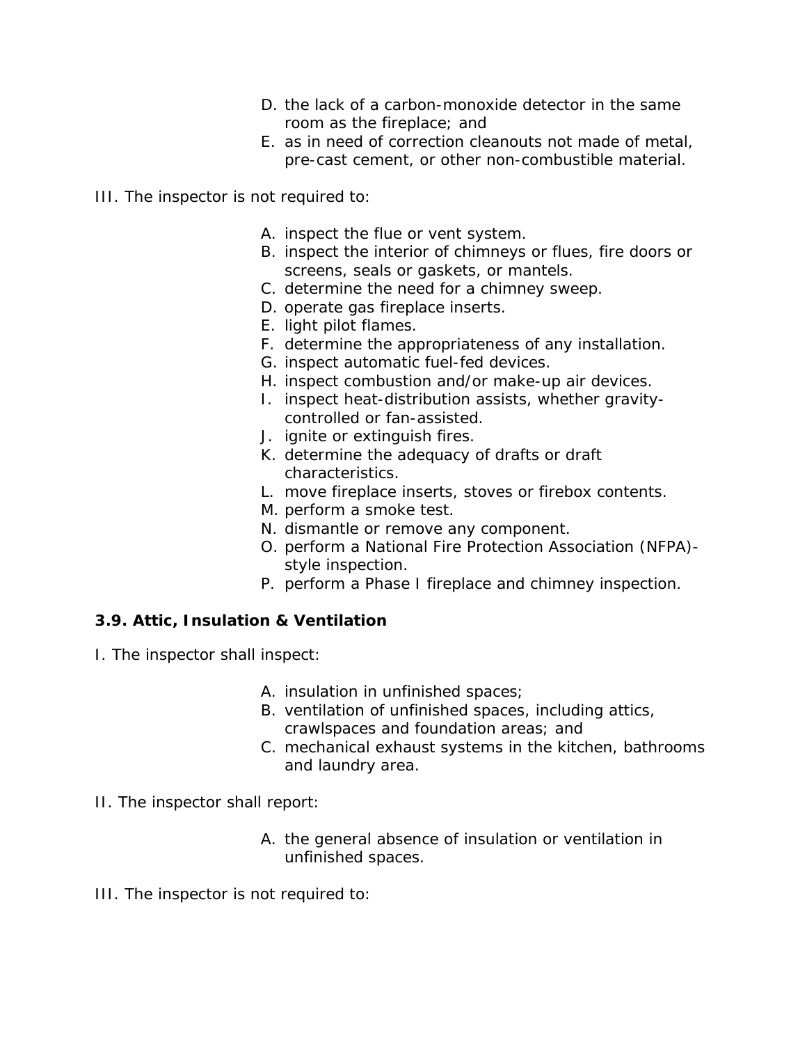D. the lack of a carbon-monoxide detector in the same room as the fireplace; and
E. as in need of correction cleanouts not made of metal, pre-cast cement, or other non-combustible material.

III. The inspector is not required to:

A. inspect the flue or vent system.
B. inspect the interior of chimneys or flues, fire doors or screens, seals or gaskets, or mantels.
C. determine the need for a chimney sweep.
D. operate gas fireplace inserts.
E. light pilot flames.
F. determine the appropriateness of any installation.
G. inspect automatic fuel-fed devices.
H. inspect combustion and/or make-up air devices.
I. inspect heat-distribution assists, whether gravity-controlled or fan-assisted.
J. ignite or extinguish fires.
K. determine the adequacy of drafts or draft characteristics.
L. move fireplace inserts, stoves or firebox contents.
M. perform a smoke test.
N. dismantle or remove any component.
O. perform a National Fire Protection Association (NFPA)-style inspection.
P. perform a Phase I fireplace and chimney inspection.

**3.9. Attic, Insulation & Ventilation**

I. The inspector shall inspect:

A. insulation in unfinished spaces;
B. ventilation of unfinished spaces, including attics, crawlspaces and foundation areas; and
C. mechanical exhaust systems in the kitchen, bathrooms and laundry area.

II. The inspector shall report:

A. the general absence of insulation or ventilation in unfinished spaces.

III. The inspector is not required to: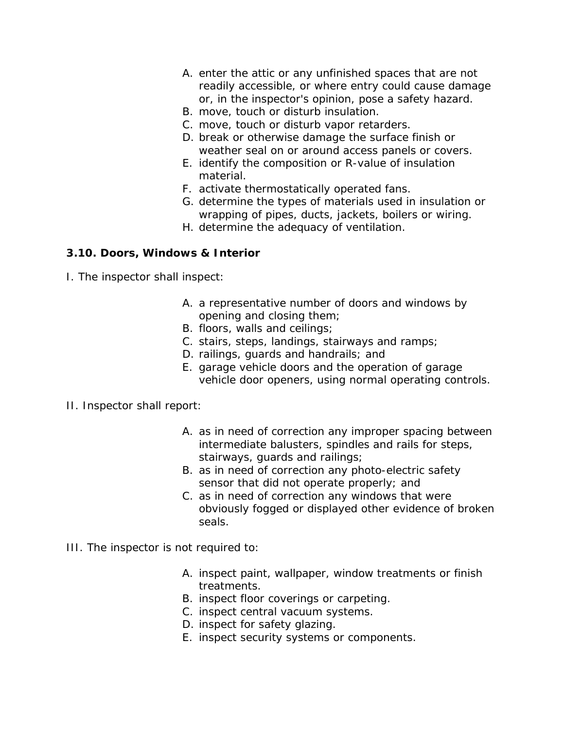A. enter the attic or any unfinished spaces that are not readily accessible, or where entry could cause damage or, in the inspector's opinion, pose a safety hazard.
B. move, touch or disturb insulation.
C. move, touch or disturb vapor retarders.
D. break or otherwise damage the surface finish or weather seal on or around access panels or covers.
E. identify the composition or R-value of insulation material.
F. activate thermostatically operated fans.
G. determine the types of materials used in insulation or wrapping of pipes, ducts, jackets, boilers or wiring.
H. determine the adequacy of ventilation.

**3.10. Doors, Windows & Interior**

I. The inspector shall inspect:

A. a representative number of doors and windows by opening and closing them;
B. floors, walls and ceilings;
C. stairs, steps, landings, stairways and ramps;
D. railings, guards and handrails; and
E. garage vehicle doors and the operation of garage vehicle door openers, using normal operating controls.

II. Inspector shall report:

A. as in need of correction any improper spacing between intermediate balusters, spindles and rails for steps, stairways, guards and railings;
B. as in need of correction any photo-electric safety sensor that did not operate properly; and
C. as in need of correction any windows that were obviously fogged or displayed other evidence of broken seals.

III. The inspector is not required to:

A. inspect paint, wallpaper, window treatments or finish treatments.
B. inspect floor coverings or carpeting.
C. inspect central vacuum systems.
D. inspect for safety glazing.
E. inspect security systems or components.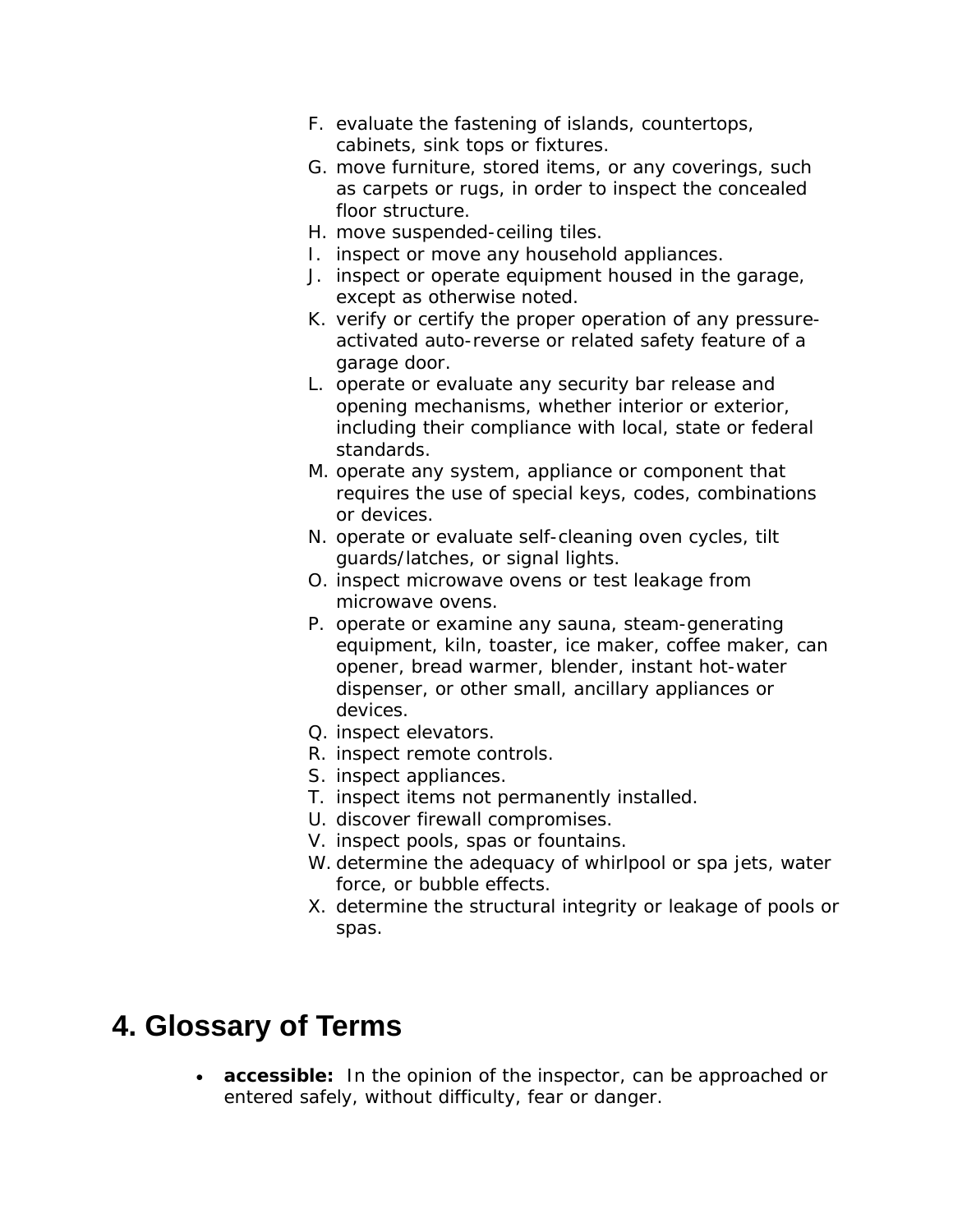F. evaluate the fastening of islands, countertops, cabinets, sink tops or fixtures.
G. move furniture, stored items, or any coverings, such as carpets or rugs, in order to inspect the concealed floor structure.
H. move suspended-ceiling tiles.
I. inspect or move any household appliances.
J. inspect or operate equipment housed in the garage, except as otherwise noted.
K. verify or certify the proper operation of any pressure-activated auto-reverse or related safety feature of a garage door.
L. operate or evaluate any security bar release and opening mechanisms, whether interior or exterior, including their compliance with local, state or federal standards.
M. operate any system, appliance or component that requires the use of special keys, codes, combinations or devices.
N. operate or evaluate self-cleaning oven cycles, tilt guards/latches, or signal lights.
O. inspect microwave ovens or test leakage from microwave ovens.
P. operate or examine any sauna, steam-generating equipment, kiln, toaster, ice maker, coffee maker, can opener, bread warmer, blender, instant hot-water dispenser, or other small, ancillary appliances or devices.
Q. inspect elevators.
R. inspect remote controls.
S. inspect appliances.
T. inspect items not permanently installed.
U. discover firewall compromises.
V. inspect pools, spas or fountains.
W. determine the adequacy of whirlpool or spa jets, water force, or bubble effects.
X. determine the structural integrity or leakage of pools or spas.

# 4. Glossary of Terms

- **accessible:** In the opinion of the inspector, can be approached or entered safely, without difficulty, fear or danger.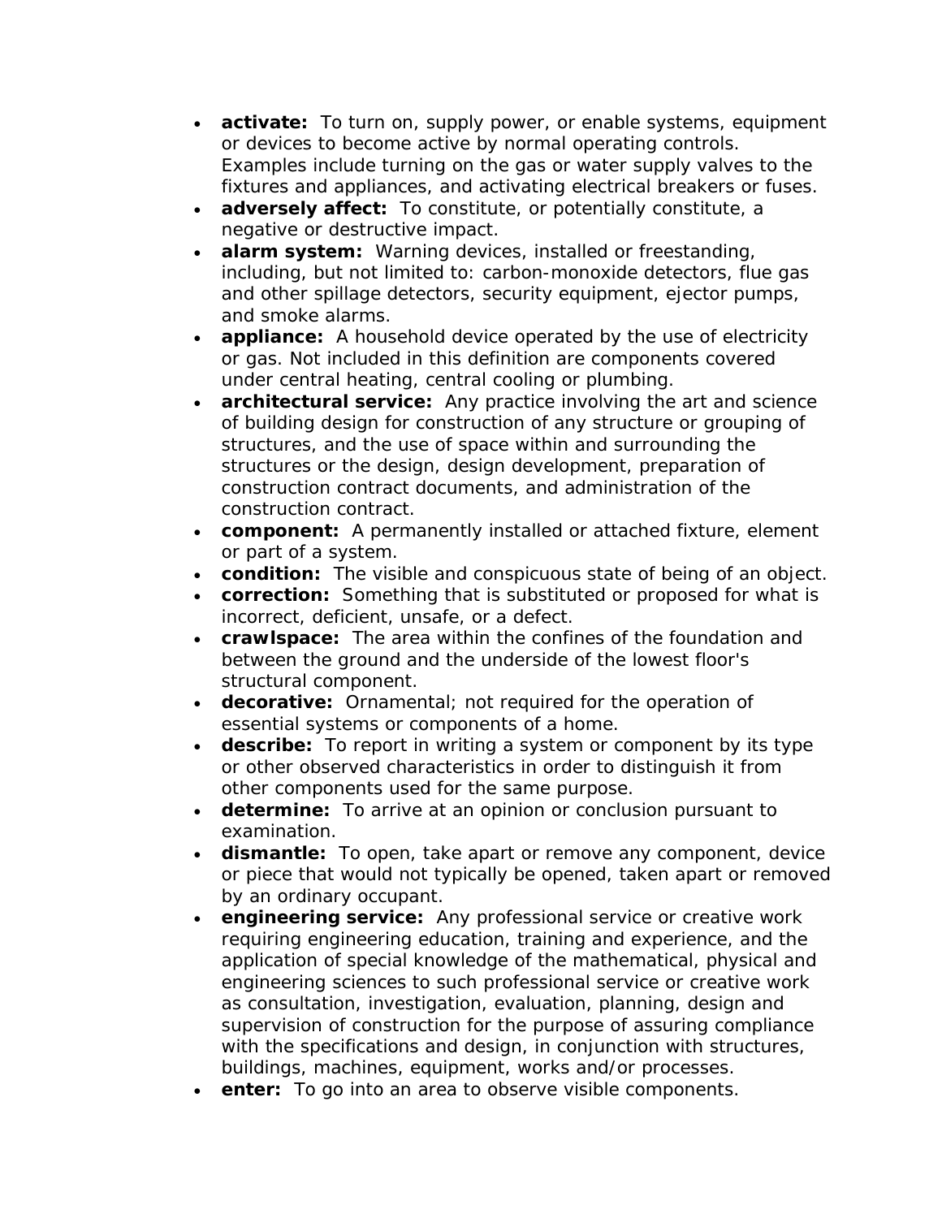- **activate:** To turn on, supply power, or enable systems, equipment or devices to become active by normal operating controls. Examples include turning on the gas or water supply valves to the fixtures and appliances, and activating electrical breakers or fuses.
- **adversely affect:** To constitute, or potentially constitute, a negative or destructive impact.
- **alarm system:** Warning devices, installed or freestanding, including, but not limited to: carbon-monoxide detectors, flue gas and other spillage detectors, security equipment, ejector pumps, and smoke alarms.
- **appliance:** A household device operated by the use of electricity or gas. Not included in this definition are components covered under central heating, central cooling or plumbing.
- **architectural service:** Any practice involving the art and science of building design for construction of any structure or grouping of structures, and the use of space within and surrounding the structures or the design, design development, preparation of construction contract documents, and administration of the construction contract.
- **component:** A permanently installed or attached fixture, element or part of a system.
- **condition:** The visible and conspicuous state of being of an object.
- **correction:** Something that is substituted or proposed for what is incorrect, deficient, unsafe, or a defect.
- **crawlspace:** The area within the confines of the foundation and between the ground and the underside of the lowest floor's structural component.
- **decorative:** Ornamental; not required for the operation of essential systems or components of a home.
- **describe:** To report in writing a system or component by its type or other observed characteristics in order to distinguish it from other components used for the same purpose.
- **determine:** To arrive at an opinion or conclusion pursuant to examination.
- **dismantle:** To open, take apart or remove any component, device or piece that would not typically be opened, taken apart or removed by an ordinary occupant.
- **engineering service:** Any professional service or creative work requiring engineering education, training and experience, and the application of special knowledge of the mathematical, physical and engineering sciences to such professional service or creative work as consultation, investigation, evaluation, planning, design and supervision of construction for the purpose of assuring compliance with the specifications and design, in conjunction with structures, buildings, machines, equipment, works and/or processes.
- **enter:** To go into an area to observe visible components.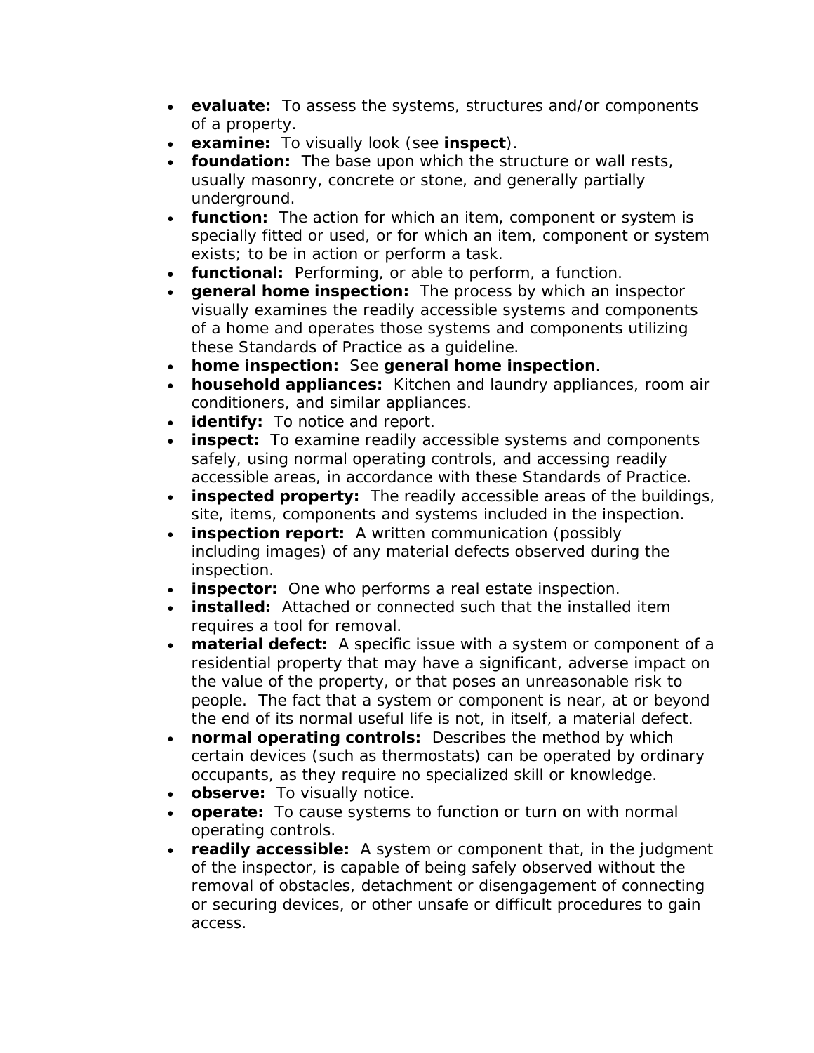- **evaluate:** To assess the systems, structures and/or components of a property.
- **examine:** To visually look (see **inspect**).
- **foundation:** The base upon which the structure or wall rests, usually masonry, concrete or stone, and generally partially underground.
- **function:** The action for which an item, component or system is specially fitted or used, or for which an item, component or system exists; to be in action or perform a task.
- **functional:** Performing, or able to perform, a function.
- **general home inspection:** The process by which an inspector visually examines the readily accessible systems and components of a home and operates those systems and components utilizing these Standards of Practice as a guideline.
- **home inspection:** See **general home inspection**.
- **household appliances:** Kitchen and laundry appliances, room air conditioners, and similar appliances.
- **identify:** To notice and report.
- **inspect:** To examine readily accessible systems and components safely, using normal operating controls, and accessing readily accessible areas, in accordance with these Standards of Practice.
- **inspected property:** The readily accessible areas of the buildings, site, items, components and systems included in the inspection.
- **inspection report:** A written communication (possibly including images) of any material defects observed during the inspection.
- **inspector:** One who performs a real estate inspection.
- **installed:** Attached or connected such that the installed item requires a tool for removal.
- **material defect:** A specific issue with a system or component of a residential property that may have a significant, adverse impact on the value of the property, or that poses an unreasonable risk to people. The fact that a system or component is near, at or beyond the end of its normal useful life is not, in itself, a material defect.
- **normal operating controls:** Describes the method by which certain devices (such as thermostats) can be operated by ordinary occupants, as they require no specialized skill or knowledge.
- **observe:** To visually notice.
- **operate:** To cause systems to function or turn on with normal operating controls.
- **readily accessible:** A system or component that, in the judgment of the inspector, is capable of being safely observed without the removal of obstacles, detachment or disengagement of connecting or securing devices, or other unsafe or difficult procedures to gain access.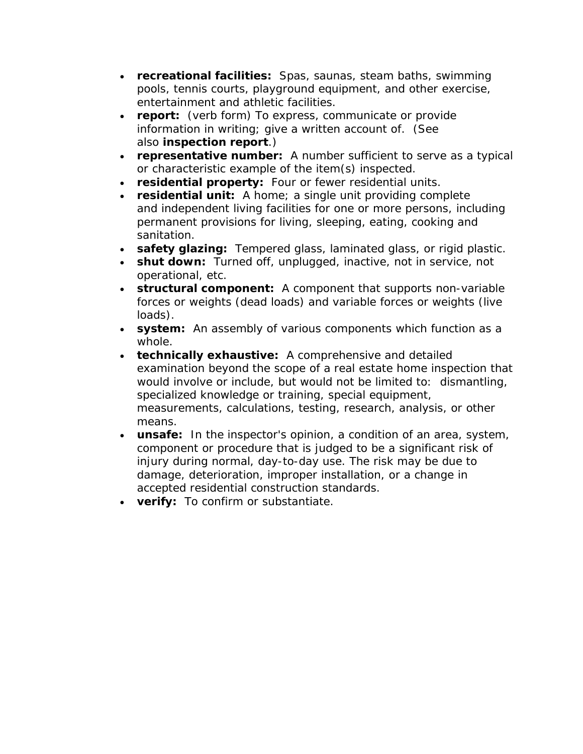- **recreational facilities:** Spas, saunas, steam baths, swimming pools, tennis courts, playground equipment, and other exercise, entertainment and athletic facilities.
- **report:** (verb form) To express, communicate or provide information in writing; give a written account of. (See also **inspection report**.)
- **representative number:** A number sufficient to serve as a typical or characteristic example of the item(s) inspected.
- **residential property:** Four or fewer residential units.
- **residential unit:** A home; a single unit providing complete and independent living facilities for one or more persons, including permanent provisions for living, sleeping, eating, cooking and sanitation.
- **safety glazing:** Tempered glass, laminated glass, or rigid plastic.
- **shut down:** Turned off, unplugged, inactive, not in service, not operational, etc.
- **structural component:** A component that supports non-variable forces or weights (dead loads) and variable forces or weights (live loads).
- **system:** An assembly of various components which function as a whole.
- **technically exhaustive:** A comprehensive and detailed examination beyond the scope of a real estate home inspection that would involve or include, but would not be limited to: dismantling, specialized knowledge or training, special equipment, measurements, calculations, testing, research, analysis, or other means.
- **unsafe:** In the inspector's opinion, a condition of an area, system, component or procedure that is judged to be a significant risk of injury during normal, day-to-day use. The risk may be due to damage, deterioration, improper installation, or a change in accepted residential construction standards.
- **verify:** To confirm or substantiate.